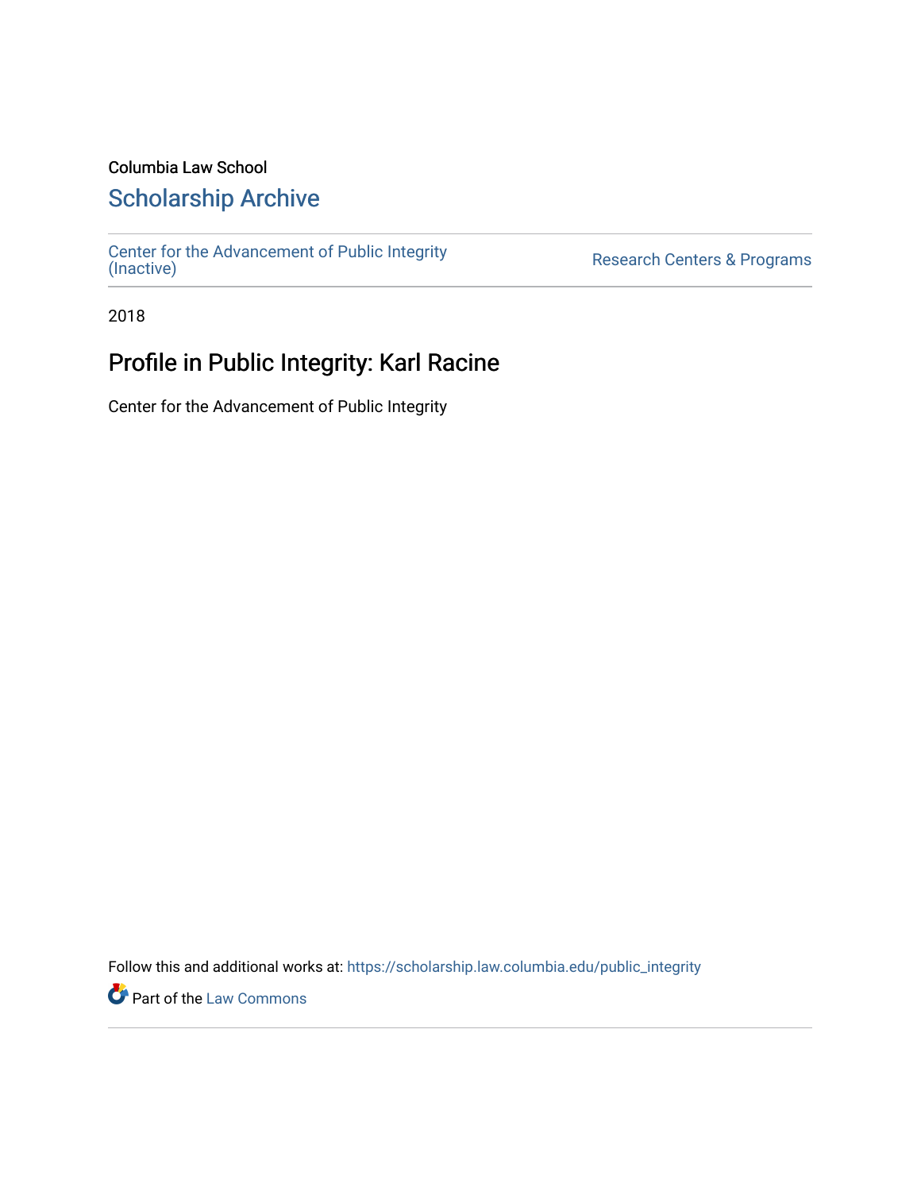Columbia Law School

# Scholarship Archive

Center for the Advancement of Public Integrity (Inactive)

Research Centers & Programs

2018

## Profile in Public Integrity: Karl Racine

Center for the Advancement of Public Integrity

Follow this and additional works at: https://scholarship.law.columbia.edu/public_integrity

Part of the Law Commons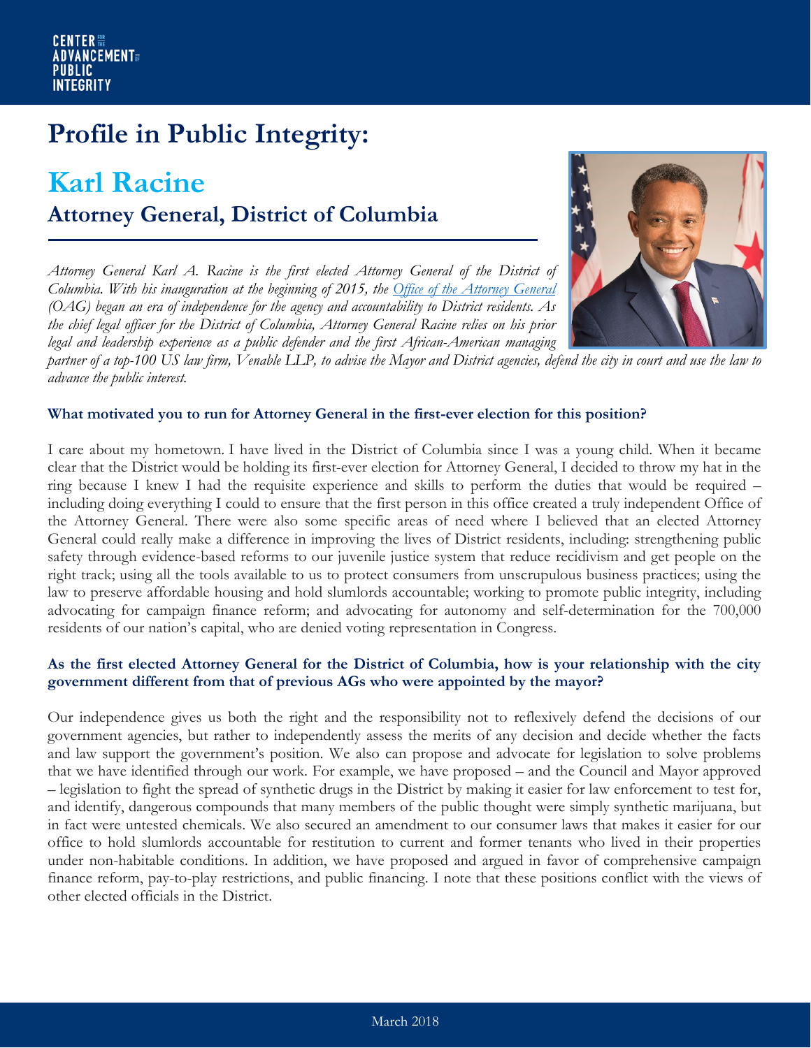CENTER FOR THE ADVANCEMENT OF PUBLIC INTEGRITY

# Profile in Public Integrity:

## Karl Racine

### Attorney General, District of Columbia

*Attorney General Karl A. Racine is the first elected Attorney General of the District of Columbia. With his inauguration at the beginning of 2015, the Office of the Attorney General (OAG) began an era of independence for the agency and accountability to District residents. As the chief legal officer for the District of Columbia, Attorney General Racine relies on his prior legal and leadership experience as a public defender and the first African-American managing partner of a top-100 US law firm, Venable LLP, to advise the Mayor and District agencies, defend the city in court and use the law to advance the public interest.*

**What motivated you to run for Attorney General in the first-ever election for this position?**

I care about my hometown. I have lived in the District of Columbia since I was a young child. When it became clear that the District would be holding its first-ever election for Attorney General, I decided to throw my hat in the ring because I knew I had the requisite experience and skills to perform the duties that would be required – including doing everything I could to ensure that the first person in this office created a truly independent Office of the Attorney General. There were also some specific areas of need where I believed that an elected Attorney General could really make a difference in improving the lives of District residents, including: strengthening public safety through evidence-based reforms to our juvenile justice system that reduce recidivism and get people on the right track; using all the tools available to us to protect consumers from unscrupulous business practices; using the law to preserve affordable housing and hold slumlords accountable; working to promote public integrity, including advocating for campaign finance reform; and advocating for autonomy and self-determination for the 700,000 residents of our nation's capital, who are denied voting representation in Congress.

**As the first elected Attorney General for the District of Columbia, how is your relationship with the city government different from that of previous AGs who were appointed by the mayor?**

Our independence gives us both the right and the responsibility not to reflexively defend the decisions of our government agencies, but rather to independently assess the merits of any decision and decide whether the facts and law support the government's position. We also can propose and advocate for legislation to solve problems that we have identified through our work. For example, we have proposed – and the Council and Mayor approved – legislation to fight the spread of synthetic drugs in the District by making it easier for law enforcement to test for, and identify, dangerous compounds that many members of the public thought were simply synthetic marijuana, but in fact were untested chemicals. We also secured an amendment to our consumer laws that makes it easier for our office to hold slumlords accountable for restitution to current and former tenants who lived in their properties under non-habitable conditions. In addition, we have proposed and argued in favor of comprehensive campaign finance reform, pay-to-play restrictions, and public financing. I note that these positions conflict with the views of other elected officials in the District.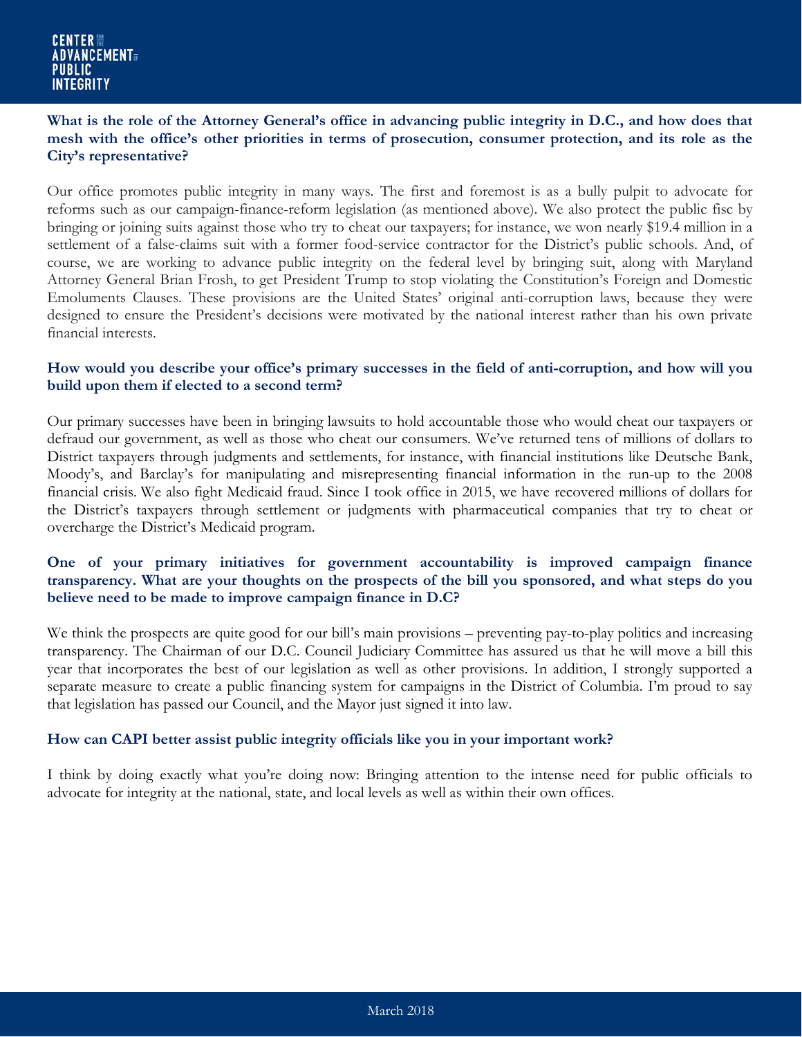**What is the role of the Attorney General's office in advancing public integrity in D.C., and how does that mesh with the office's other priorities in terms of prosecution, consumer protection, and its role as the City's representative?**

Our office promotes public integrity in many ways. The first and foremost is as a bully pulpit to advocate for reforms such as our campaign-finance-reform legislation (as mentioned above). We also protect the public fisc by bringing or joining suits against those who try to cheat our taxpayers; for instance, we won nearly $19.4 million in a settlement of a false-claims suit with a former food-service contractor for the District's public schools. And, of course, we are working to advance public integrity on the federal level by bringing suit, along with Maryland Attorney General Brian Frosh, to get President Trump to stop violating the Constitution's Foreign and Domestic Emoluments Clauses. These provisions are the United States' original anti-corruption laws, because they were designed to ensure the President's decisions were motivated by the national interest rather than his own private financial interests.

**How would you describe your office's primary successes in the field of anti-corruption, and how will you build upon them if elected to a second term?**

Our primary successes have been in bringing lawsuits to hold accountable those who would cheat our taxpayers or defraud our government, as well as those who cheat our consumers. We've returned tens of millions of dollars to District taxpayers through judgments and settlements, for instance, with financial institutions like Deutsche Bank, Moody's, and Barclay's for manipulating and misrepresenting financial information in the run-up to the 2008 financial crisis. We also fight Medicaid fraud. Since I took office in 2015, we have recovered millions of dollars for the District's taxpayers through settlement or judgments with pharmaceutical companies that try to cheat or overcharge the District's Medicaid program.

**One of your primary initiatives for government accountability is improved campaign finance transparency. What are your thoughts on the prospects of the bill you sponsored, and what steps do you believe need to be made to improve campaign finance in D.C?**

We think the prospects are quite good for our bill's main provisions – preventing pay-to-play politics and increasing transparency. The Chairman of our D.C. Council Judiciary Committee has assured us that he will move a bill this year that incorporates the best of our legislation as well as other provisions. In addition, I strongly supported a separate measure to create a public financing system for campaigns in the District of Columbia. I'm proud to say that legislation has passed our Council, and the Mayor just signed it into law.

**How can CAPI better assist public integrity officials like you in your important work?**

I think by doing exactly what you're doing now: Bringing attention to the intense need for public officials to advocate for integrity at the national, state, and local levels as well as within their own offices.